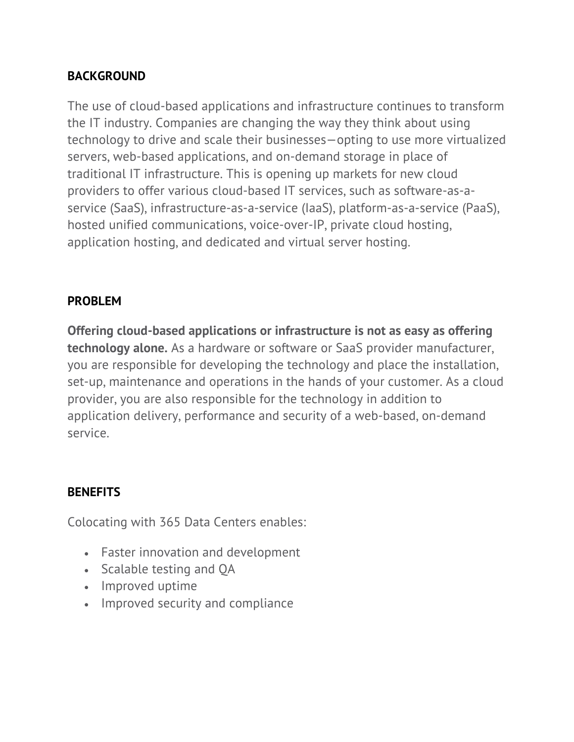**BACKGROUND**

The use of cloud-based applications and infrastructure continues to transform the IT industry. Companies are changing the way they think about using technology to drive and scale their businesses—opting to use more virtualized servers, web-based applications, and on-demand storage in place of traditional IT infrastructure. This is opening up markets for new cloud providers to offer various cloud-based IT services, such as software-as-a-service (SaaS), infrastructure-as-a-service (IaaS), platform-as-a-service (PaaS), hosted unified communications, voice-over-IP, private cloud hosting, application hosting, and dedicated and virtual server hosting.

**PROBLEM**

**Offering cloud-based applications or infrastructure is not as easy as offering technology alone.** As a hardware or software or SaaS provider manufacturer, you are responsible for developing the technology and place the installation, set-up, maintenance and operations in the hands of your customer. As a cloud provider, you are also responsible for the technology in addition to application delivery, performance and security of a web-based, on-demand service.

**BENEFITS**

Colocating with 365 Data Centers enables:

- Faster innovation and development
- Scalable testing and QA
- Improved uptime
- Improved security and compliance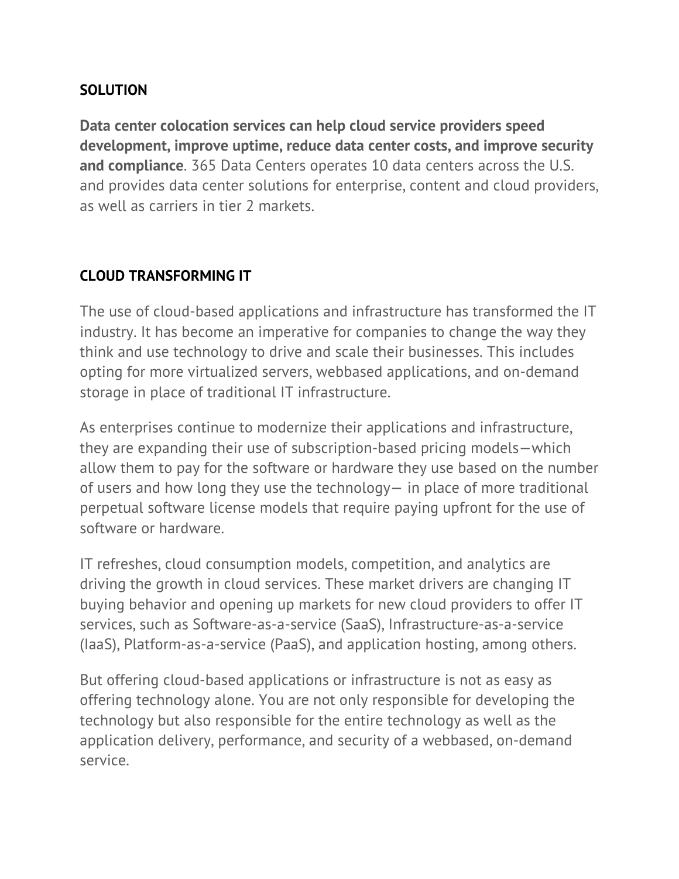## SOLUTION

**Data center colocation services can help cloud service providers speed development, improve uptime, reduce data center costs, and improve security and compliance**. 365 Data Centers operates 10 data centers across the U.S. and provides data center solutions for enterprise, content and cloud providers, as well as carriers in tier 2 markets.

## CLOUD TRANSFORMING IT

The use of cloud-based applications and infrastructure has transformed the IT industry. It has become an imperative for companies to change the way they think and use technology to drive and scale their businesses. This includes opting for more virtualized servers, webbased applications, and on-demand storage in place of traditional IT infrastructure.

As enterprises continue to modernize their applications and infrastructure, they are expanding their use of subscription-based pricing models—which allow them to pay for the software or hardware they use based on the number of users and how long they use the technology— in place of more traditional perpetual software license models that require paying upfront for the use of software or hardware.

IT refreshes, cloud consumption models, competition, and analytics are driving the growth in cloud services. These market drivers are changing IT buying behavior and opening up markets for new cloud providers to offer IT services, such as Software-as-a-service (SaaS), Infrastructure-as-a-service (IaaS), Platform-as-a-service (PaaS), and application hosting, among others.

But offering cloud-based applications or infrastructure is not as easy as offering technology alone. You are not only responsible for developing the technology but also responsible for the entire technology as well as the application delivery, performance, and security of a webbased, on-demand service.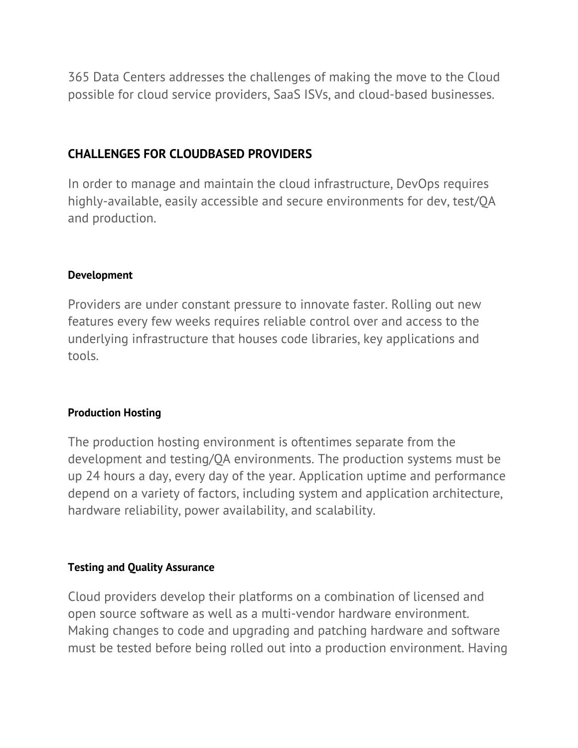365 Data Centers addresses the challenges of making the move to the Cloud possible for cloud service providers, SaaS ISVs, and cloud-based businesses.

## CHALLENGES FOR CLOUDBASED PROVIDERS

In order to manage and maintain the cloud infrastructure, DevOps requires highly-available, easily accessible and secure environments for dev, test/QA and production.

#### Development

Providers are under constant pressure to innovate faster. Rolling out new features every few weeks requires reliable control over and access to the underlying infrastructure that houses code libraries, key applications and tools.

#### Production Hosting

The production hosting environment is oftentimes separate from the development and testing/QA environments. The production systems must be up 24 hours a day, every day of the year. Application uptime and performance depend on a variety of factors, including system and application architecture, hardware reliability, power availability, and scalability.

#### Testing and Quality Assurance

Cloud providers develop their platforms on a combination of licensed and open source software as well as a multi-vendor hardware environment. Making changes to code and upgrading and patching hardware and software must be tested before being rolled out into a production environment. Having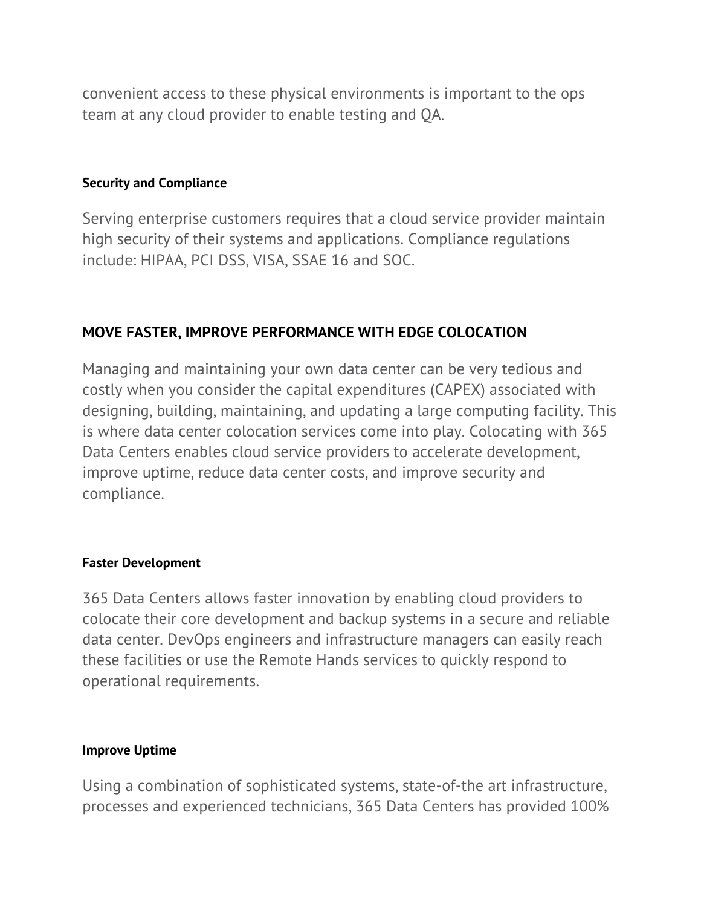convenient access to these physical environments is important to the ops team at any cloud provider to enable testing and QA.

#### Security and Compliance

Serving enterprise customers requires that a cloud service provider maintain high security of their systems and applications. Compliance regulations include: HIPAA, PCI DSS, VISA, SSAE 16 and SOC.

## MOVE FASTER, IMPROVE PERFORMANCE WITH EDGE COLOCATION

Managing and maintaining your own data center can be very tedious and costly when you consider the capital expenditures (CAPEX) associated with designing, building, maintaining, and updating a large computing facility. This is where data center colocation services come into play. Colocating with 365 Data Centers enables cloud service providers to accelerate development, improve uptime, reduce data center costs, and improve security and compliance.

#### Faster Development

365 Data Centers allows faster innovation by enabling cloud providers to colocate their core development and backup systems in a secure and reliable data center. DevOps engineers and infrastructure managers can easily reach these facilities or use the Remote Hands services to quickly respond to operational requirements.

#### Improve Uptime

Using a combination of sophisticated systems, state-of-the art infrastructure, processes and experienced technicians, 365 Data Centers has provided 100%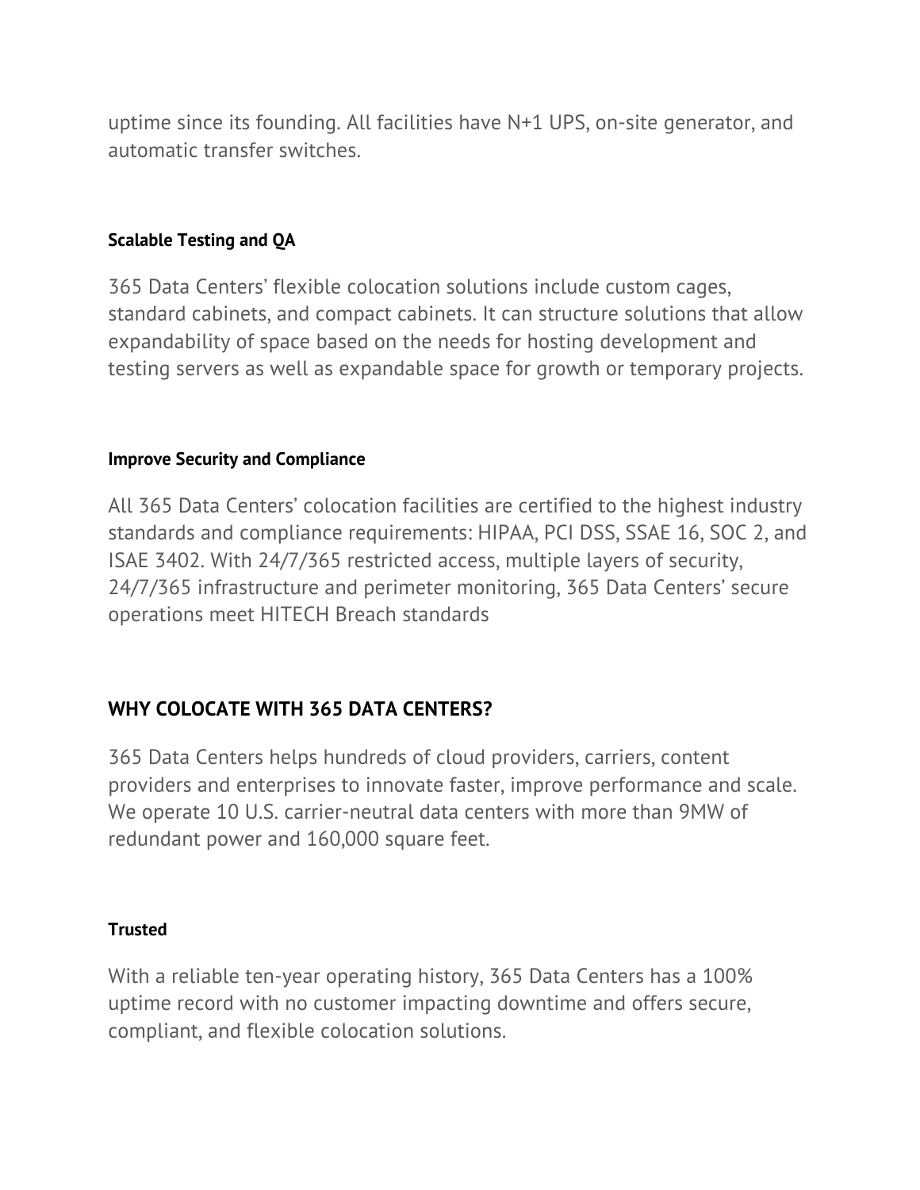uptime since its founding. All facilities have N+1 UPS, on-site generator, and automatic transfer switches.

#### Scalable Testing and QA

365 Data Centers' flexible colocation solutions include custom cages, standard cabinets, and compact cabinets. It can structure solutions that allow expandability of space based on the needs for hosting development and testing servers as well as expandable space for growth or temporary projects.

#### Improve Security and Compliance

All 365 Data Centers' colocation facilities are certified to the highest industry standards and compliance requirements: HIPAA, PCI DSS, SSAE 16, SOC 2, and ISAE 3402. With 24/7/365 restricted access, multiple layers of security, 24/7/365 infrastructure and perimeter monitoring, 365 Data Centers' secure operations meet HITECH Breach standards

### WHY COLOCATE WITH 365 DATA CENTERS?

365 Data Centers helps hundreds of cloud providers, carriers, content providers and enterprises to innovate faster, improve performance and scale. We operate 10 U.S. carrier-neutral data centers with more than 9MW of redundant power and 160,000 square feet.

#### Trusted

With a reliable ten-year operating history, 365 Data Centers has a 100% uptime record with no customer impacting downtime and offers secure, compliant, and flexible colocation solutions.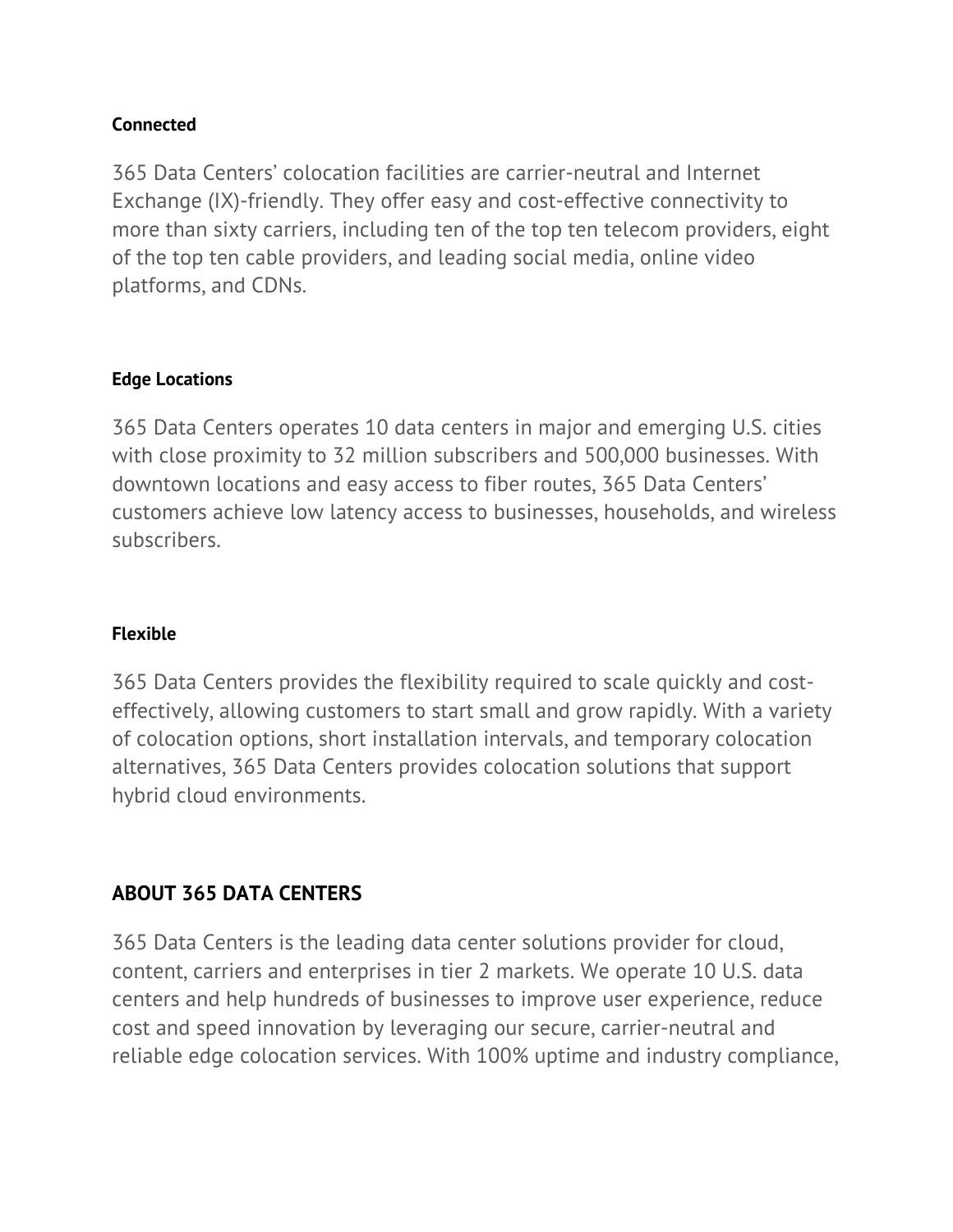**Connected**

365 Data Centers' colocation facilities are carrier-neutral and Internet Exchange (IX)-friendly. They offer easy and cost-effective connectivity to more than sixty carriers, including ten of the top ten telecom providers, eight of the top ten cable providers, and leading social media, online video platforms, and CDNs.

**Edge Locations**

365 Data Centers operates 10 data centers in major and emerging U.S. cities with close proximity to 32 million subscribers and 500,000 businesses. With downtown locations and easy access to fiber routes, 365 Data Centers' customers achieve low latency access to businesses, households, and wireless subscribers.

**Flexible**

365 Data Centers provides the flexibility required to scale quickly and cost-effectively, allowing customers to start small and grow rapidly. With a variety of colocation options, short installation intervals, and temporary colocation alternatives, 365 Data Centers provides colocation solutions that support hybrid cloud environments.

## ABOUT 365 DATA CENTERS

365 Data Centers is the leading data center solutions provider for cloud, content, carriers and enterprises in tier 2 markets. We operate 10 U.S. data centers and help hundreds of businesses to improve user experience, reduce cost and speed innovation by leveraging our secure, carrier-neutral and reliable edge colocation services. With 100% uptime and industry compliance,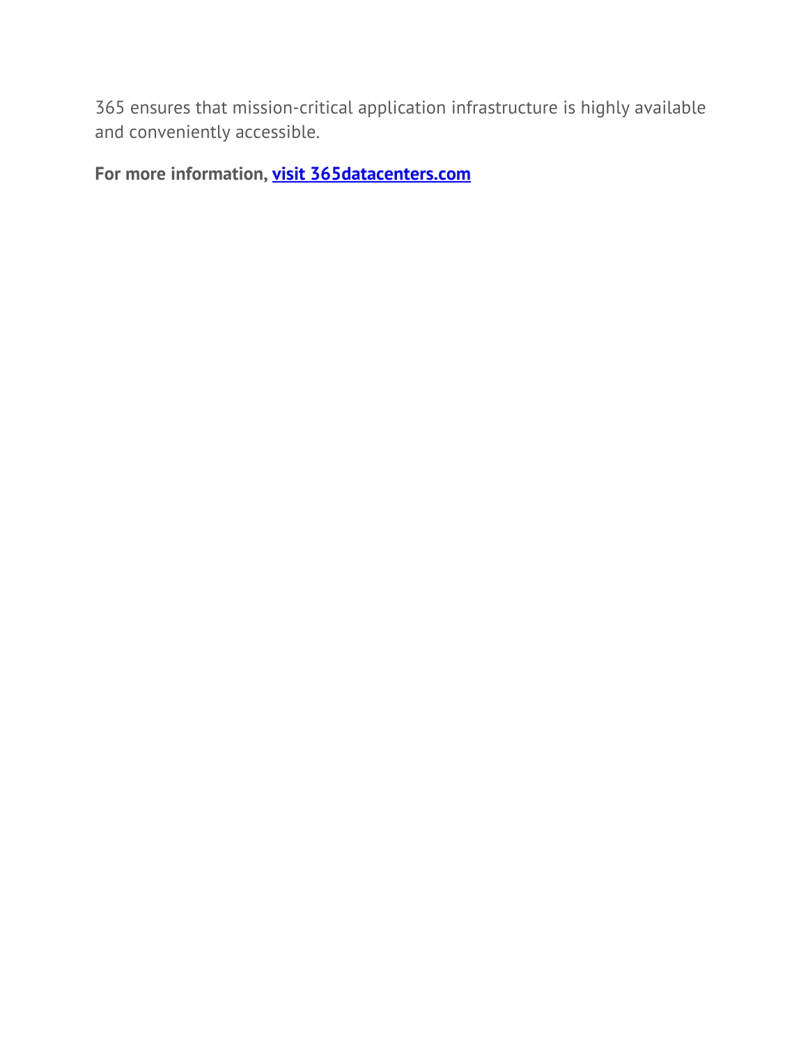365 ensures that mission-critical application infrastructure is highly available and conveniently accessible.

**For more information, visit 365datacenters.com**